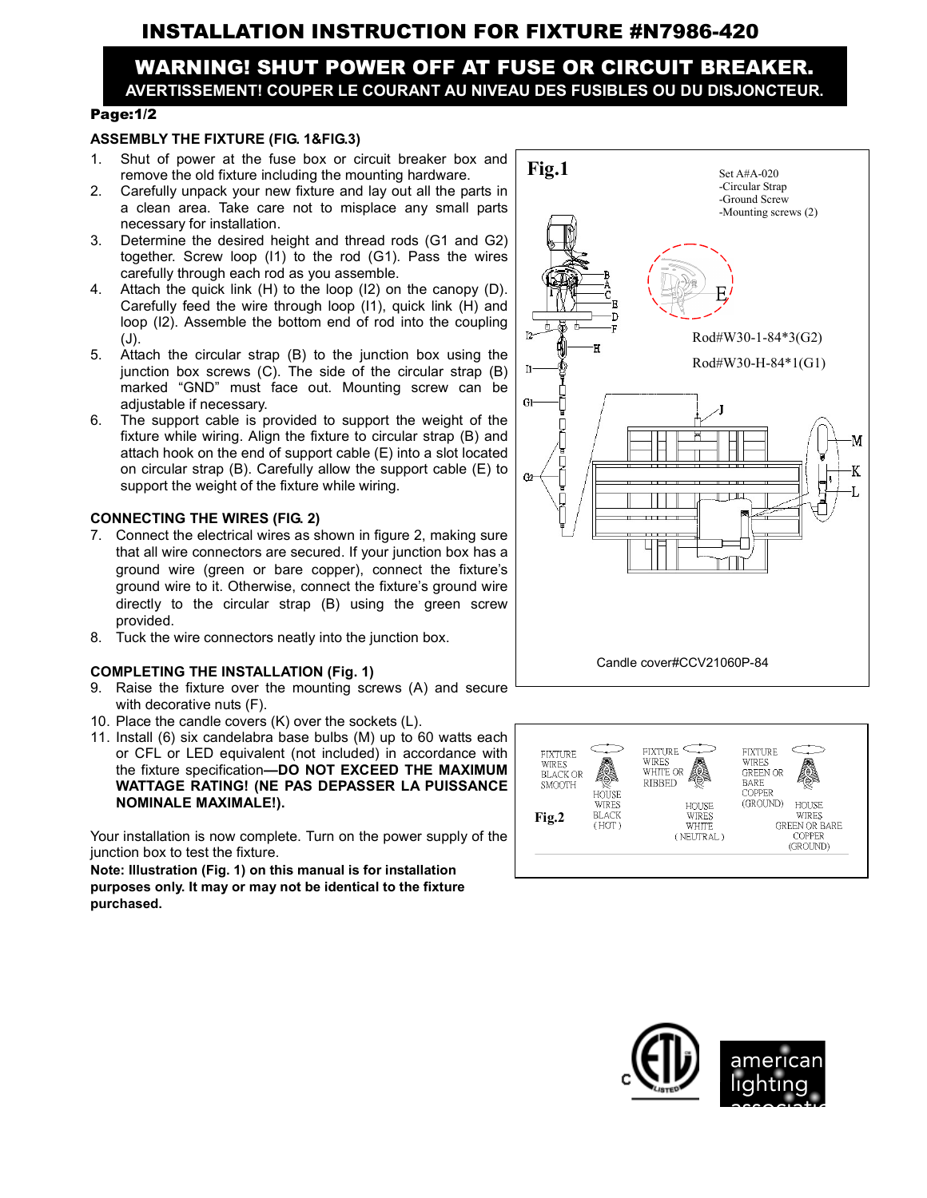# INSTALLATION INSTRUCTION FOR FIXTURE #N7986-420

## WARNING! SHUT POWER OFF AT FUSE OR CIRCUIT BREAKER.

**AVERTISSEMENT! COUPER LE COURANT AU NIVEAU DES FUSIBLES OU DU DISJONCTEUR.**

**Page:1/2**

### ASSEMBLY THE FIXTURE (FIG. 1&FIG.3)

1. Shut of power at the fuse box or circuit breaker box and remove the old fixture including the mounting hardware.
2. Carefully unpack your new fixture and lay out all the parts in a clean area. Take care not to misplace any small parts necessary for installation.
3. Determine the desired height and thread rods (G1 and G2) together. Screw loop (I1) to the rod (G1). Pass the wires carefully through each rod as you assemble.
4. Attach the quick link (H) to the loop (I2) on the canopy (D). Carefully feed the wire through loop (I1), quick link (H) and loop (I2). Assemble the bottom end of rod into the coupling (J).
5. Attach the circular strap (B) to the junction box using the junction box screws (C). The side of the circular strap (B) marked "GND" must face out. Mounting screw can be adjustable if necessary.
6. The support cable is provided to support the weight of the fixture while wiring. Align the fixture to circular strap (B) and attach hook on the end of support cable (E) into a slot located on circular strap (B). Carefully allow the support cable (E) to support the weight of the fixture while wiring.

### CONNECTING THE WIRES (FIG. 2)

7. Connect the electrical wires as shown in figure 2, making sure that all wire connectors are secured. If your junction box has a ground wire (green or bare copper), connect the fixture's ground wire to it. Otherwise, connect the fixture's ground wire directly to the circular strap (B) using the green screw provided.
8. Tuck the wire connectors neatly into the junction box.

### COMPLETING THE INSTALLATION (Fig. 1)

9. Raise the fixture over the mounting screws (A) and secure with decorative nuts (F).
10. Place the candle covers (K) over the sockets (L).
11. Install (6) six candelabra base bulbs (M) up to 60 watts each or CFL or LED equivalent (not included) in accordance with the fixture specification—**DO NOT EXCEED THE MAXIMUM WATTAGE RATING! (NE PAS DEPASSER LA PUISSANCE NOMINALE MAXIMALE!).**

Your installation is now complete. Turn on the power supply of the junction box to test the fixture.

**Note: Illustration (Fig. 1) on this manual is for installation purposes only. It may or may not be identical to the fixture purchased.**

**Fig.1**

Set A#A-020
-Circular Strap
-Ground Screw
-Mounting screws (2)

Rod#W30-1-84*3(G2)
Rod#W30-H-84*1(G1)

Candle cover#CCV21060P-84

**Fig.2**

FIXTURE WIRES BLACK OR SMOOTH — HOUSE WIRES BLACK (HOT)
FIXTURE WIRES WHITE OR RIBBED — HOUSE WIRES WHITE (NEUTRAL)
FIXTURE WIRES GREEN OR BARE COPPER (GROUND) — HOUSE WIRES GREEN OR BARE COPPER (GROUND)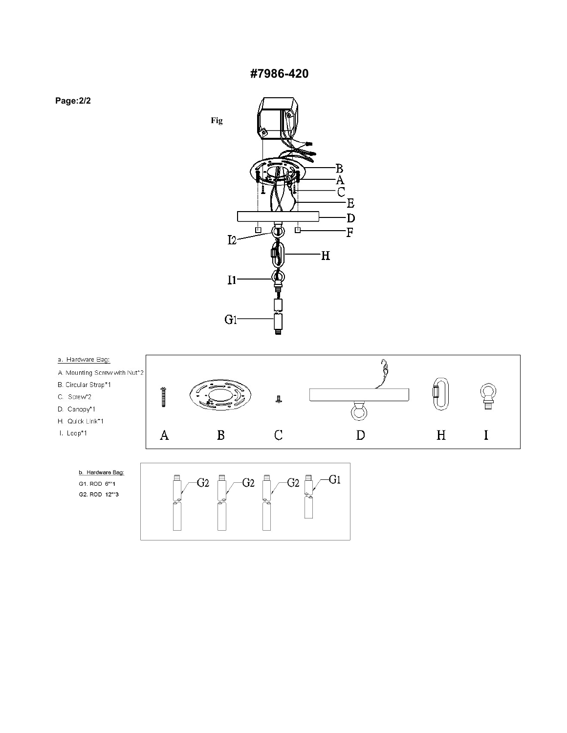# #7986-420

**Page:2/2**

**Fig**

B

A

C

E

D

F

I2

H

I1

G1

a. Hardware Bag:

A. Mounting Screw with Nut*2

B. Circular Strap*1

C. Screw*2

D. Canopy*1

H. Quick Link*1

I. Loop*1

A B C D H I

b. Hardware Bag:

G1. ROD 6"*1

G2. ROD 12"*3

G2 G2 G2 G1